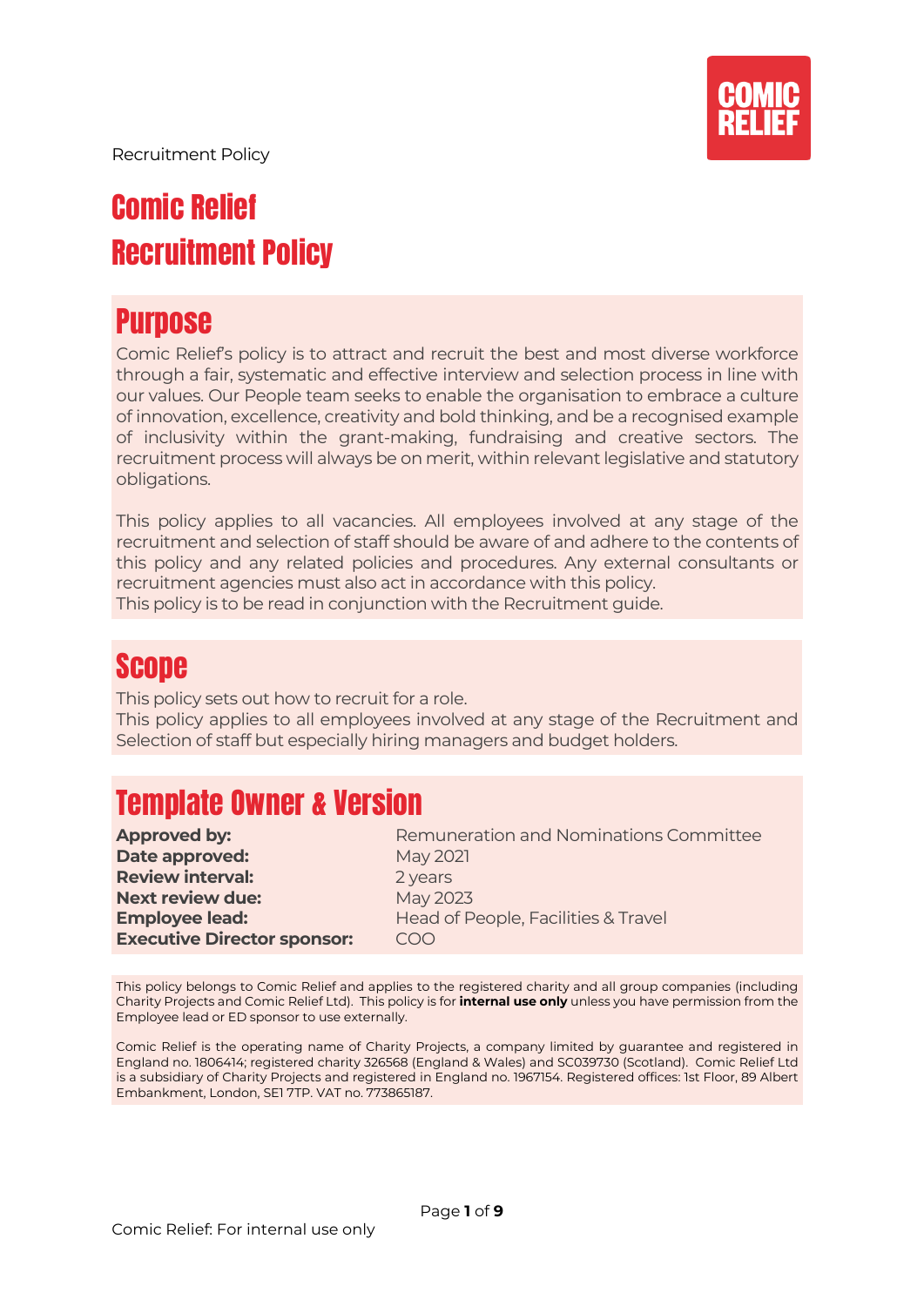# Comic Relief Recruitment Policy

## Purpose

Comic Relief's policy is to attract and recruit the best and most diverse workforce through a fair, systematic and effective interview and selection process in line with our values. Our People team seeks to enable the organisation to embrace a culture of innovation, excellence, creativity and bold thinking, and be a recognised example of inclusivity within the grant-making, fundraising and creative sectors. The recruitment process will always be on merit, within relevant legislative and statutory obligations.

This policy applies to all vacancies. All employees involved at any stage of the recruitment and selection of staff should be aware of and adhere to the contents of this policy and any related policies and procedures. Any external consultants or recruitment agencies must also act in accordance with this policy.
This policy is to be read in conjunction with the Recruitment guide.

## Scope

This policy sets out how to recruit for a role.
This policy applies to all employees involved at any stage of the Recruitment and Selection of staff but especially hiring managers and budget holders.

## Template Owner & Version

| | |
|---|---|
| **Approved by:** | Remuneration and Nominations Committee |
| **Date approved:** | May 2021 |
| **Review interval:** | 2 years |
| **Next review due:** | May 2023 |
| **Employee lead:** | Head of People, Facilities & Travel |
| **Executive Director sponsor:** | COO |

This policy belongs to Comic Relief and applies to the registered charity and all group companies (including Charity Projects and Comic Relief Ltd). This policy is for **internal use only** unless you have permission from the Employee lead or ED sponsor to use externally.

Comic Relief is the operating name of Charity Projects, a company limited by guarantee and registered in England no. 1806414; registered charity 326568 (England & Wales) and SC039730 (Scotland). Comic Relief Ltd is a subsidiary of Charity Projects and registered in England no. 1967154. Registered offices: 1st Floor, 89 Albert Embankment, London, SE1 7TP. VAT no. 773865187.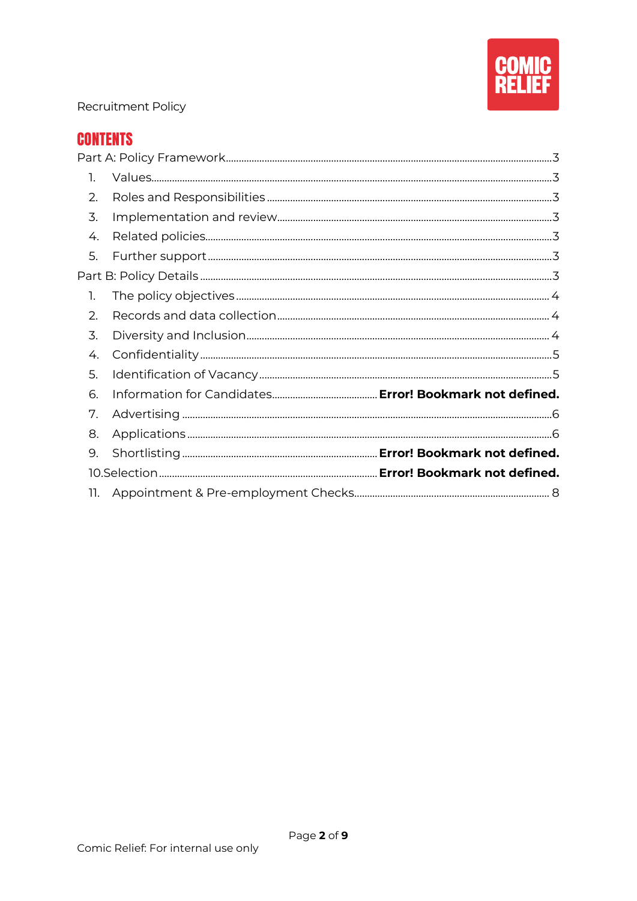Recruitment Policy

## CONTENTS

Part A: Policy Framework ..... 3

1. Values ..... 3
2. Roles and Responsibilities ..... 3
3. Implementation and review ..... 3
4. Related policies ..... 3
5. Further support ..... 3

Part B: Policy Details ..... 3

1. The policy objectives ..... 4
2. Records and data collection ..... 4
3. Diversity and Inclusion ..... 4
4. Confidentiality ..... 5
5. Identification of Vacancy ..... 5
6. Information for Candidates ..... **Error! Bookmark not defined.**
7. Advertising ..... 6
8. Applications ..... 6
9. Shortlisting ..... **Error! Bookmark not defined.**
10. Selection ..... **Error! Bookmark not defined.**
11. Appointment & Pre-employment Checks ..... 8

Comic Relief: For internal use only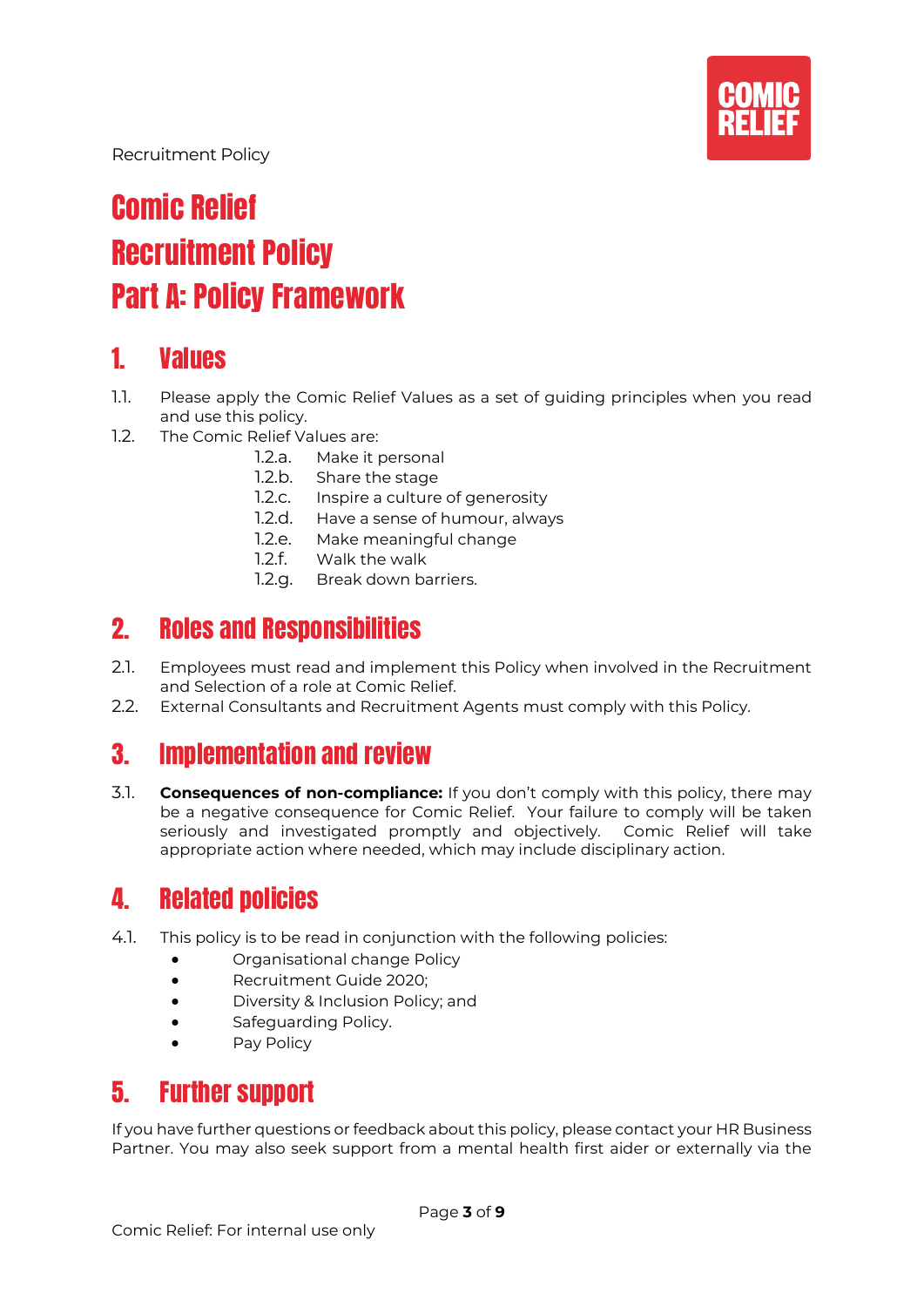# Comic Relief
# Recruitment Policy
# Part A: Policy Framework

## 1. Values

1.1. Please apply the Comic Relief Values as a set of guiding principles when you read and use this policy.

1.2. The Comic Relief Values are:

- 1.2.a. Make it personal
- 1.2.b. Share the stage
- 1.2.c. Inspire a culture of generosity
- 1.2.d. Have a sense of humour, always
- 1.2.e. Make meaningful change
- 1.2.f. Walk the walk
- 1.2.g. Break down barriers.

## 2. Roles and Responsibilities

2.1. Employees must read and implement this Policy when involved in the Recruitment and Selection of a role at Comic Relief.

2.2. External Consultants and Recruitment Agents must comply with this Policy.

## 3. Implementation and review

3.1. **Consequences of non-compliance:** If you don't comply with this policy, there may be a negative consequence for Comic Relief. Your failure to comply will be taken seriously and investigated promptly and objectively. Comic Relief will take appropriate action where needed, which may include disciplinary action.

## 4. Related policies

4.1. This policy is to be read in conjunction with the following policies:

- Organisational change Policy
- Recruitment Guide 2020;
- Diversity & Inclusion Policy; and
- Safeguarding Policy.
- Pay Policy

## 5. Further support

If you have further questions or feedback about this policy, please contact your HR Business Partner. You may also seek support from a mental health first aider or externally via the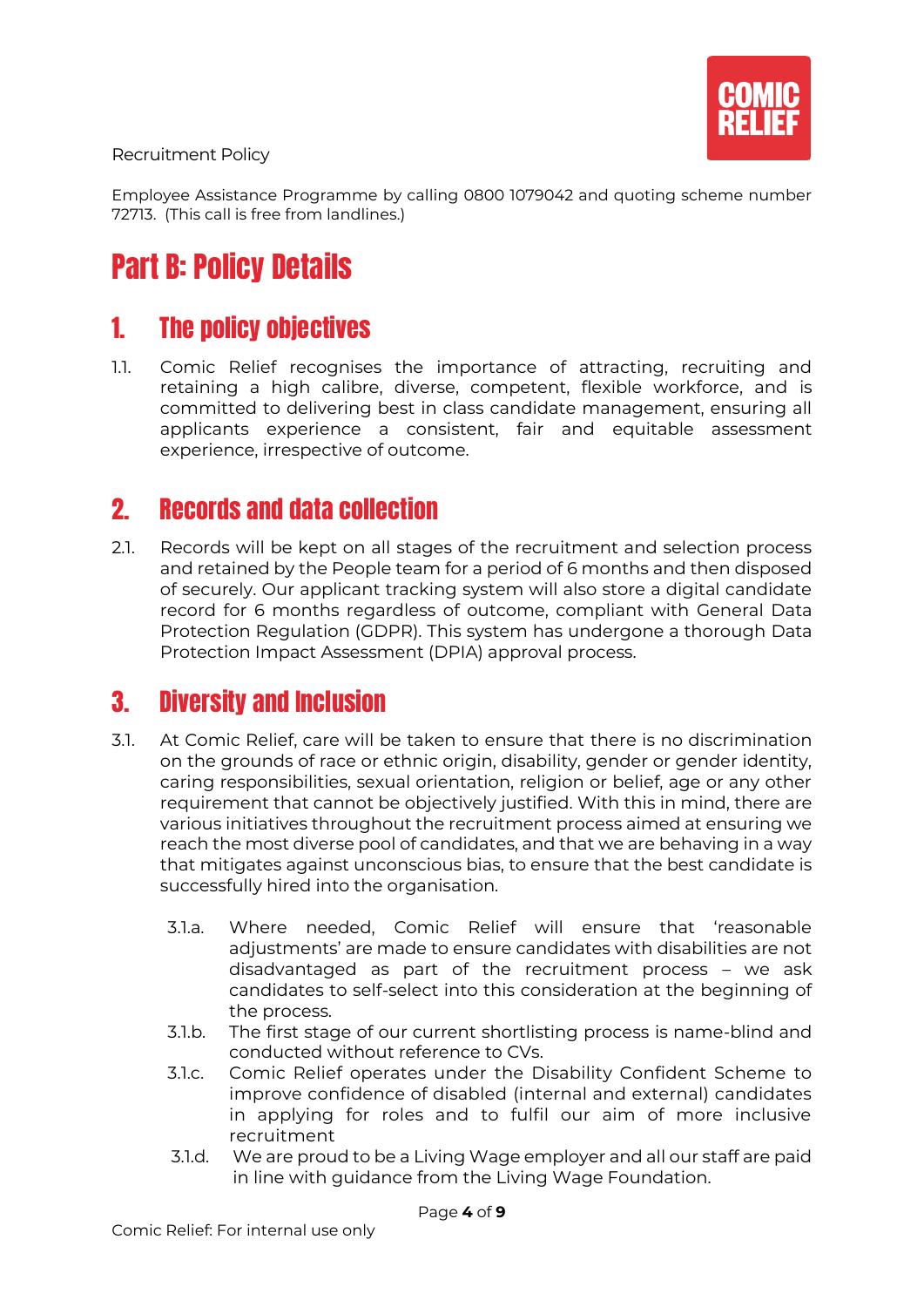Employee Assistance Programme by calling 0800 1079042 and quoting scheme number 72713. (This call is free from landlines.)

# Part B: Policy Details

## 1. The policy objectives

1.1. Comic Relief recognises the importance of attracting, recruiting and retaining a high calibre, diverse, competent, flexible workforce, and is committed to delivering best in class candidate management, ensuring all applicants experience a consistent, fair and equitable assessment experience, irrespective of outcome.

## 2. Records and data collection

2.1. Records will be kept on all stages of the recruitment and selection process and retained by the People team for a period of 6 months and then disposed of securely. Our applicant tracking system will also store a digital candidate record for 6 months regardless of outcome, compliant with General Data Protection Regulation (GDPR). This system has undergone a thorough Data Protection Impact Assessment (DPIA) approval process.

## 3. Diversity and Inclusion

3.1. At Comic Relief, care will be taken to ensure that there is no discrimination on the grounds of race or ethnic origin, disability, gender or gender identity, caring responsibilities, sexual orientation, religion or belief, age or any other requirement that cannot be objectively justified. With this in mind, there are various initiatives throughout the recruitment process aimed at ensuring we reach the most diverse pool of candidates, and that we are behaving in a way that mitigates against unconscious bias, to ensure that the best candidate is successfully hired into the organisation.

- 3.1.a. Where needed, Comic Relief will ensure that 'reasonable adjustments' are made to ensure candidates with disabilities are not disadvantaged as part of the recruitment process – we ask candidates to self-select into this consideration at the beginning of the process.
- 3.1.b. The first stage of our current shortlisting process is name-blind and conducted without reference to CVs.
- 3.1.c. Comic Relief operates under the Disability Confident Scheme to improve confidence of disabled (internal and external) candidates in applying for roles and to fulfil our aim of more inclusive recruitment
- 3.1.d. We are proud to be a Living Wage employer and all our staff are paid in line with guidance from the Living Wage Foundation.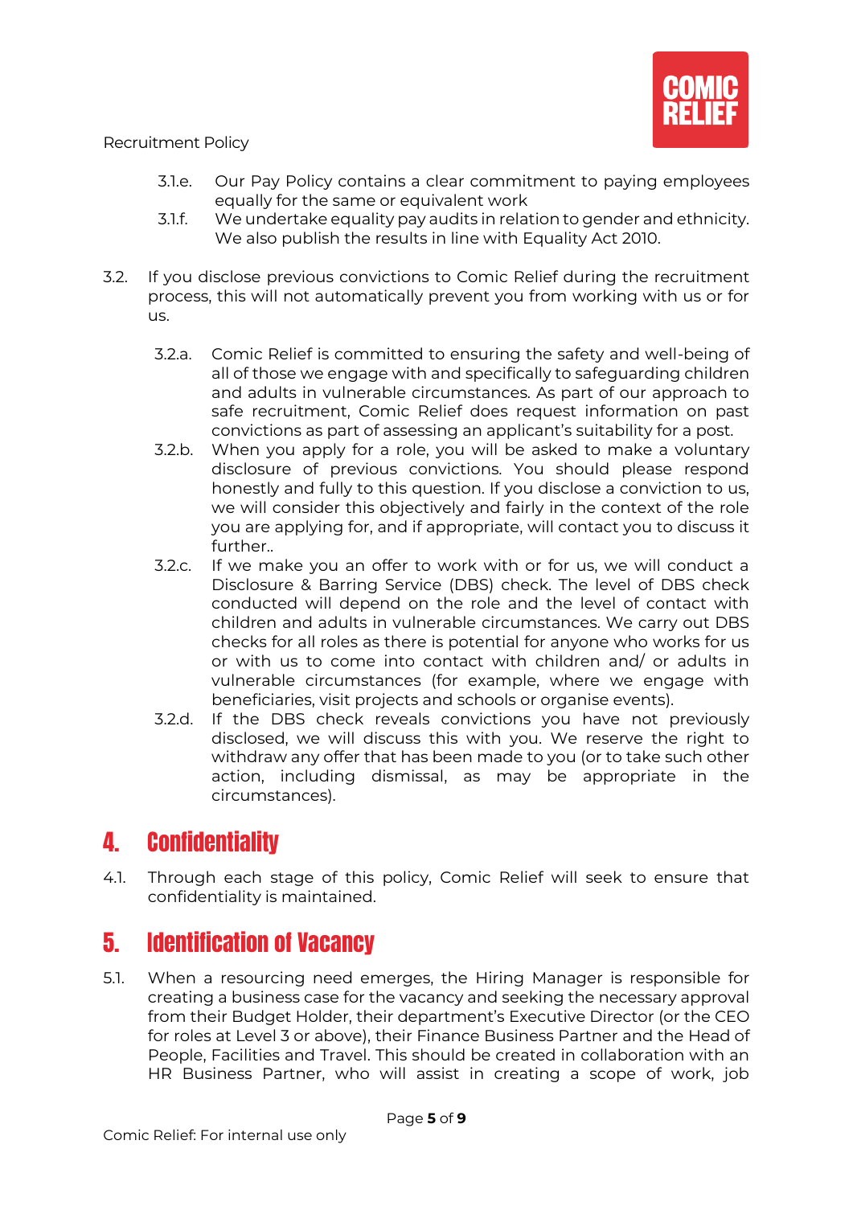- 3.1.e. Our Pay Policy contains a clear commitment to paying employees equally for the same or equivalent work
- 3.1.f. We undertake equality pay audits in relation to gender and ethnicity. We also publish the results in line with Equality Act 2010.

3.2. If you disclose previous convictions to Comic Relief during the recruitment process, this will not automatically prevent you from working with us or for us.

- 3.2.a. Comic Relief is committed to ensuring the safety and well-being of all of those we engage with and specifically to safeguarding children and adults in vulnerable circumstances. As part of our approach to safe recruitment, Comic Relief does request information on past convictions as part of assessing an applicant's suitability for a post.
- 3.2.b. When you apply for a role, you will be asked to make a voluntary disclosure of previous convictions. You should please respond honestly and fully to this question. If you disclose a conviction to us, we will consider this objectively and fairly in the context of the role you are applying for, and if appropriate, will contact you to discuss it further..
- 3.2.c. If we make you an offer to work with or for us, we will conduct a Disclosure & Barring Service (DBS) check. The level of DBS check conducted will depend on the role and the level of contact with children and adults in vulnerable circumstances. We carry out DBS checks for all roles as there is potential for anyone who works for us or with us to come into contact with children and/ or adults in vulnerable circumstances (for example, where we engage with beneficiaries, visit projects and schools or organise events).
- 3.2.d. If the DBS check reveals convictions you have not previously disclosed, we will discuss this with you. We reserve the right to withdraw any offer that has been made to you (or to take such other action, including dismissal, as may be appropriate in the circumstances).

## 4. Confidentiality

4.1. Through each stage of this policy, Comic Relief will seek to ensure that confidentiality is maintained.

## 5. Identification of Vacancy

5.1. When a resourcing need emerges, the Hiring Manager is responsible for creating a business case for the vacancy and seeking the necessary approval from their Budget Holder, their department's Executive Director (or the CEO for roles at Level 3 or above), their Finance Business Partner and the Head of People, Facilities and Travel. This should be created in collaboration with an HR Business Partner, who will assist in creating a scope of work, job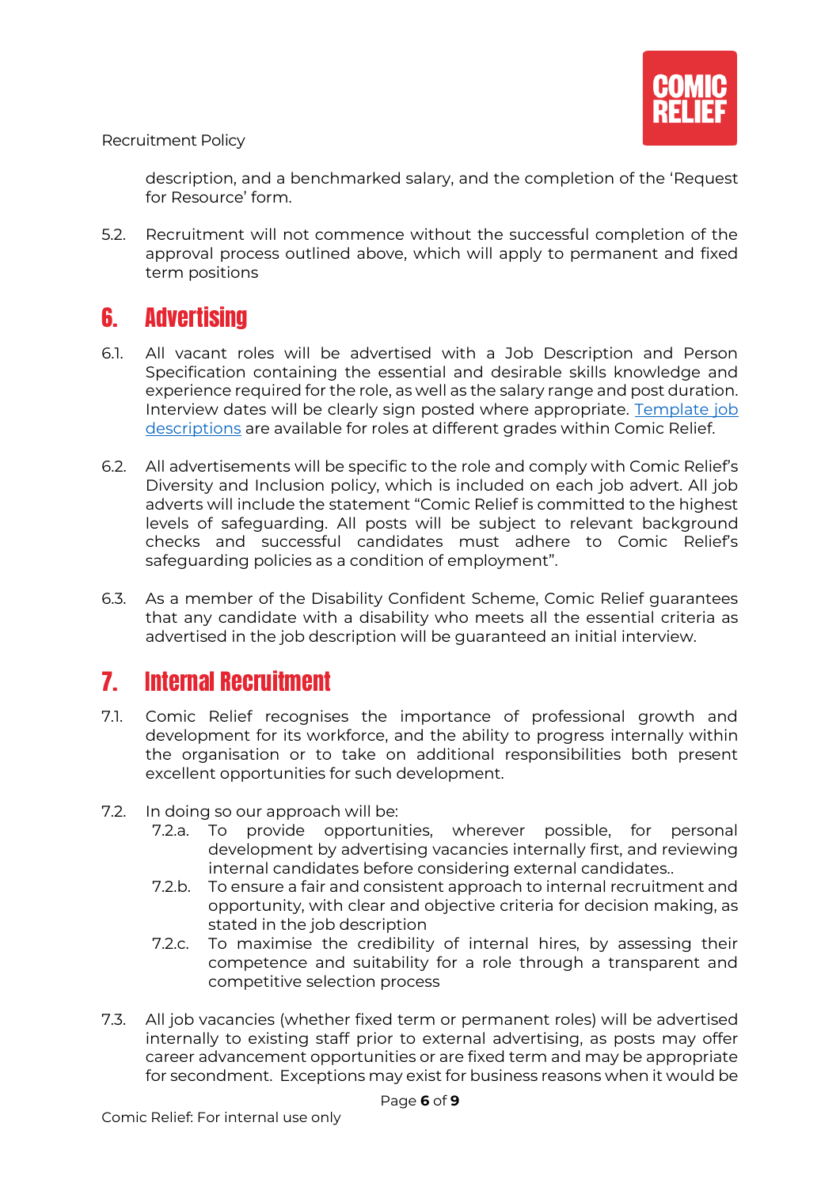description, and a benchmarked salary, and the completion of the 'Request for Resource' form.

5.2. Recruitment will not commence without the successful completion of the approval process outlined above, which will apply to permanent and fixed term positions

## 6. Advertising

6.1. All vacant roles will be advertised with a Job Description and Person Specification containing the essential and desirable skills knowledge and experience required for the role, as well as the salary range and post duration. Interview dates will be clearly sign posted where appropriate. [Template job descriptions] are available for roles at different grades within Comic Relief.

6.2. All advertisements will be specific to the role and comply with Comic Relief's Diversity and Inclusion policy, which is included on each job advert. All job adverts will include the statement "Comic Relief is committed to the highest levels of safeguarding. All posts will be subject to relevant background checks and successful candidates must adhere to Comic Relief's safeguarding policies as a condition of employment".

6.3. As a member of the Disability Confident Scheme, Comic Relief guarantees that any candidate with a disability who meets all the essential criteria as advertised in the job description will be guaranteed an initial interview.

## 7. Internal Recruitment

7.1. Comic Relief recognises the importance of professional growth and development for its workforce, and the ability to progress internally within the organisation or to take on additional responsibilities both present excellent opportunities for such development.

7.2. In doing so our approach will be:

- 7.2.a. To provide opportunities, wherever possible, for personal development by advertising vacancies internally first, and reviewing internal candidates before considering external candidates..
- 7.2.b. To ensure a fair and consistent approach to internal recruitment and opportunity, with clear and objective criteria for decision making, as stated in the job description
- 7.2.c. To maximise the credibility of internal hires, by assessing their competence and suitability for a role through a transparent and competitive selection process

7.3. All job vacancies (whether fixed term or permanent roles) will be advertised internally to existing staff prior to external advertising, as posts may offer career advancement opportunities or are fixed term and may be appropriate for secondment. Exceptions may exist for business reasons when it would be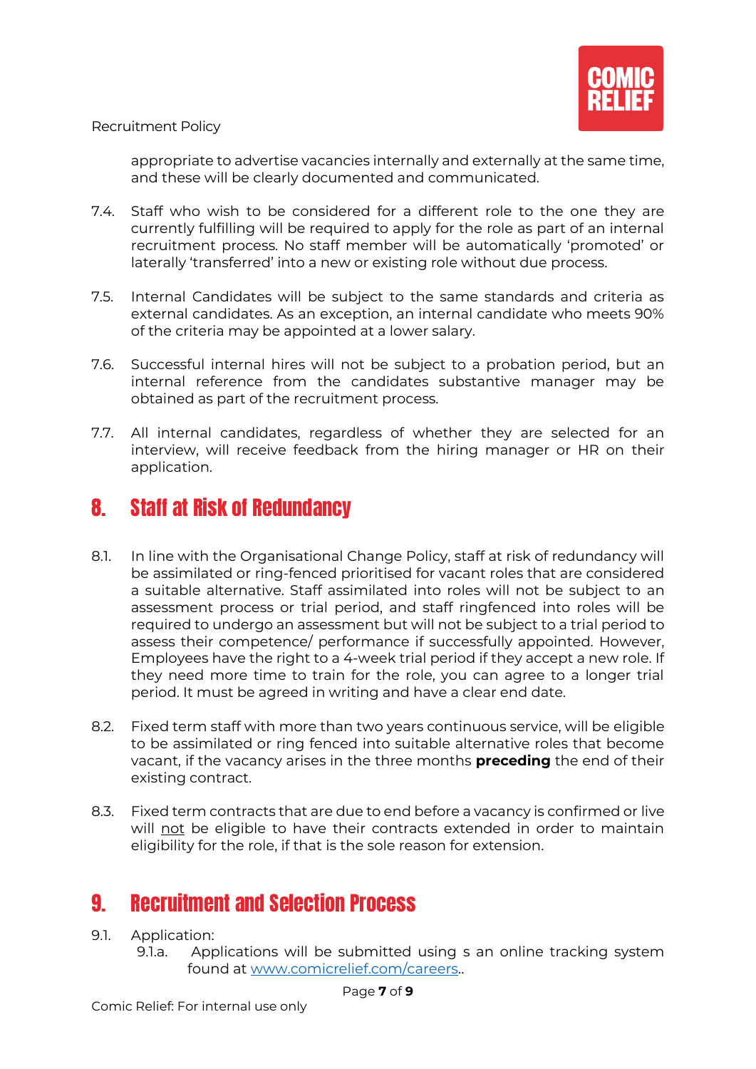appropriate to advertise vacancies internally and externally at the same time, and these will be clearly documented and communicated.

7.4. Staff who wish to be considered for a different role to the one they are currently fulfilling will be required to apply for the role as part of an internal recruitment process. No staff member will be automatically 'promoted' or laterally 'transferred' into a new or existing role without due process.

7.5. Internal Candidates will be subject to the same standards and criteria as external candidates. As an exception, an internal candidate who meets 90% of the criteria may be appointed at a lower salary.

7.6. Successful internal hires will not be subject to a probation period, but an internal reference from the candidates substantive manager may be obtained as part of the recruitment process.

7.7. All internal candidates, regardless of whether they are selected for an interview, will receive feedback from the hiring manager or HR on their application.

## 8. Staff at Risk of Redundancy

8.1. In line with the Organisational Change Policy, staff at risk of redundancy will be assimilated or ring-fenced prioritised for vacant roles that are considered a suitable alternative. Staff assimilated into roles will not be subject to an assessment process or trial period, and staff ringfenced into roles will be required to undergo an assessment but will not be subject to a trial period to assess their competence/ performance if successfully appointed. However, Employees have the right to a 4-week trial period if they accept a new role. If they need more time to train for the role, you can agree to a longer trial period. It must be agreed in writing and have a clear end date.

8.2. Fixed term staff with more than two years continuous service, will be eligible to be assimilated or ring fenced into suitable alternative roles that become vacant, if the vacancy arises in the three months **preceding** the end of their existing contract.

8.3. Fixed term contracts that are due to end before a vacancy is confirmed or live will not be eligible to have their contracts extended in order to maintain eligibility for the role, if that is the sole reason for extension.

## 9. Recruitment and Selection Process

9.1. Application:

9.1.a. Applications will be submitted using s an online tracking system found at [www.comicrelief.com/careers](www.comicrelief.com/careers)..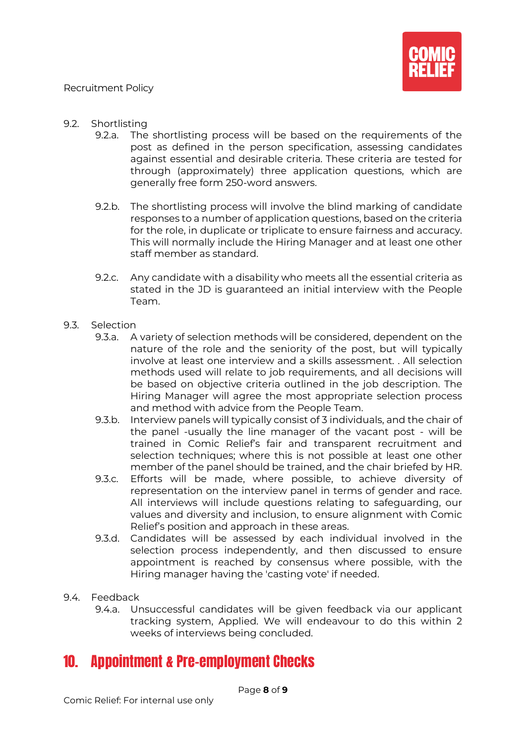9.2. Shortlisting

9.2.a. The shortlisting process will be based on the requirements of the post as defined in the person specification, assessing candidates against essential and desirable criteria. These criteria are tested for through (approximately) three application questions, which are generally free form 250-word answers.

9.2.b. The shortlisting process will involve the blind marking of candidate responses to a number of application questions, based on the criteria for the role, in duplicate or triplicate to ensure fairness and accuracy. This will normally include the Hiring Manager and at least one other staff member as standard.

9.2.c. Any candidate with a disability who meets all the essential criteria as stated in the JD is guaranteed an initial interview with the People Team.

9.3. Selection

9.3.a. A variety of selection methods will be considered, dependent on the nature of the role and the seniority of the post, but will typically involve at least one interview and a skills assessment. . All selection methods used will relate to job requirements, and all decisions will be based on objective criteria outlined in the job description. The Hiring Manager will agree the most appropriate selection process and method with advice from the People Team.

9.3.b. Interview panels will typically consist of 3 individuals, and the chair of the panel -usually the line manager of the vacant post - will be trained in Comic Relief's fair and transparent recruitment and selection techniques; where this is not possible at least one other member of the panel should be trained, and the chair briefed by HR.

9.3.c. Efforts will be made, where possible, to achieve diversity of representation on the interview panel in terms of gender and race. All interviews will include questions relating to safeguarding, our values and diversity and inclusion, to ensure alignment with Comic Relief's position and approach in these areas.

9.3.d. Candidates will be assessed by each individual involved in the selection process independently, and then discussed to ensure appointment is reached by consensus where possible, with the Hiring manager having the 'casting vote' if needed.

9.4. Feedback

9.4.a. Unsuccessful candidates will be given feedback via our applicant tracking system, Applied. We will endeavour to do this within 2 weeks of interviews being concluded.

## 10. Appointment & Pre-employment Checks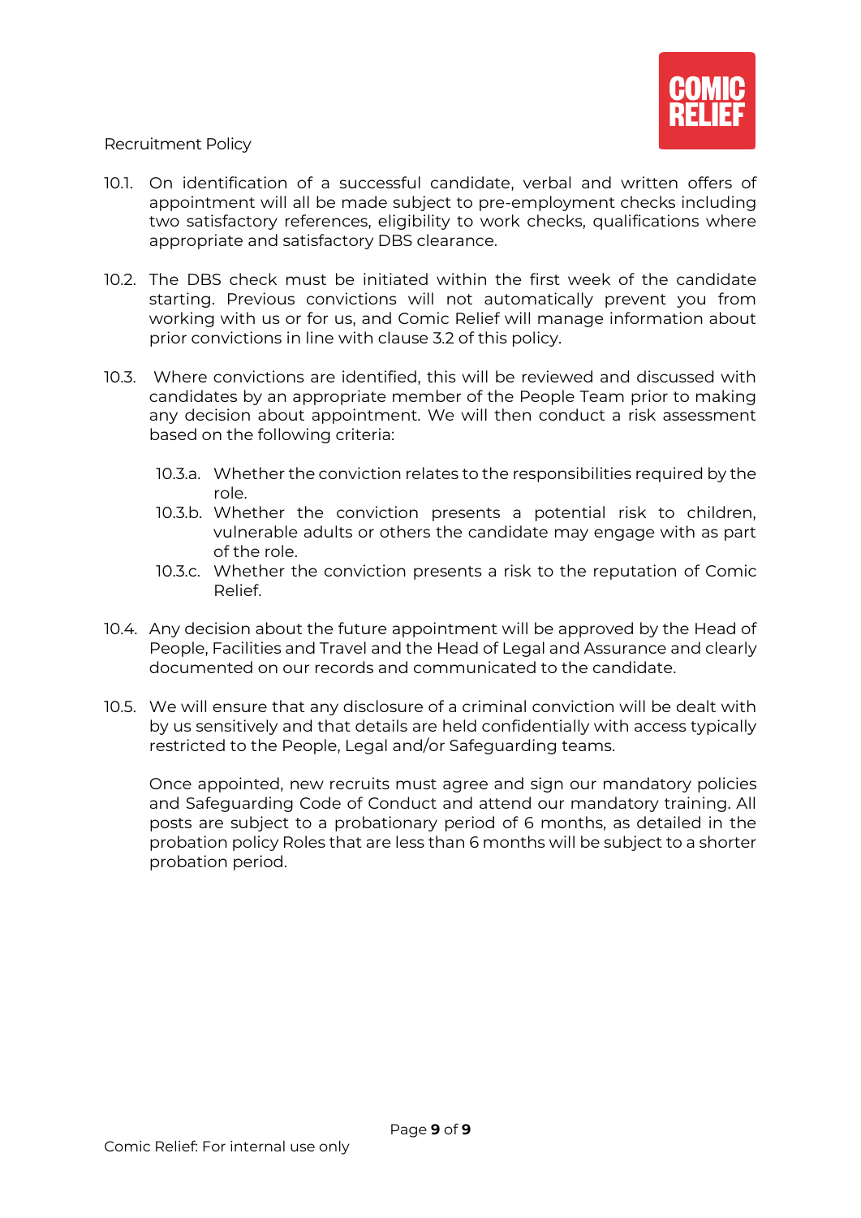10.1. On identification of a successful candidate, verbal and written offers of appointment will all be made subject to pre-employment checks including two satisfactory references, eligibility to work checks, qualifications where appropriate and satisfactory DBS clearance.

10.2. The DBS check must be initiated within the first week of the candidate starting. Previous convictions will not automatically prevent you from working with us or for us, and Comic Relief will manage information about prior convictions in line with clause 3.2 of this policy.

10.3. Where convictions are identified, this will be reviewed and discussed with candidates by an appropriate member of the People Team prior to making any decision about appointment. We will then conduct a risk assessment based on the following criteria:

- 10.3.a. Whether the conviction relates to the responsibilities required by the role.
- 10.3.b. Whether the conviction presents a potential risk to children, vulnerable adults or others the candidate may engage with as part of the role.
- 10.3.c. Whether the conviction presents a risk to the reputation of Comic Relief.

10.4. Any decision about the future appointment will be approved by the Head of People, Facilities and Travel and the Head of Legal and Assurance and clearly documented on our records and communicated to the candidate.

10.5. We will ensure that any disclosure of a criminal conviction will be dealt with by us sensitively and that details are held confidentially with access typically restricted to the People, Legal and/or Safeguarding teams.

Once appointed, new recruits must agree and sign our mandatory policies and Safeguarding Code of Conduct and attend our mandatory training. All posts are subject to a probationary period of 6 months, as detailed in the probation policy Roles that are less than 6 months will be subject to a shorter probation period.